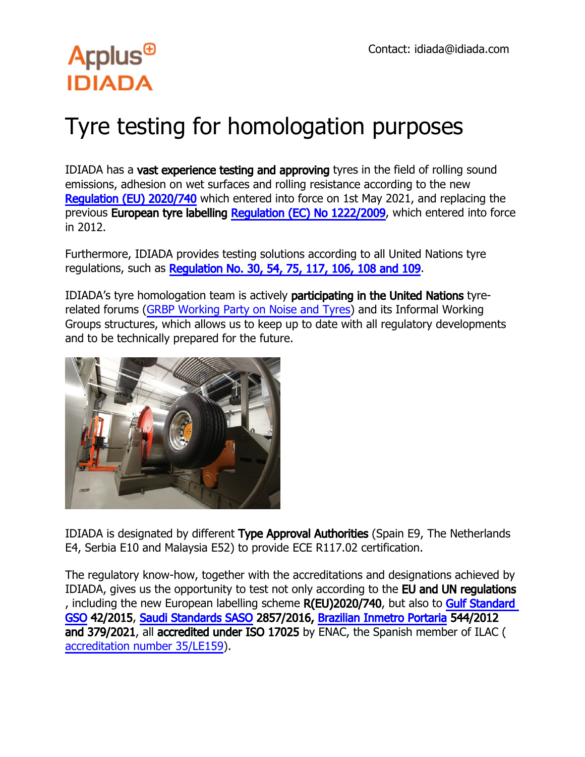Applus⊕
IDIADA

Contact: idiada@idiada.com

# Tyre testing for homologation purposes

IDIADA has a **vast experience testing and approving** tyres in the field of rolling sound emissions, adhesion on wet surfaces and rolling resistance according to the new **Regulation (EU) 2020/740** which entered into force on 1st May 2021, and replacing the previous **European tyre labelling Regulation (EC) No 1222/2009**, which entered into force in 2012.

Furthermore, IDIADA provides testing solutions according to all United Nations tyre regulations, such as **Regulation No. 30, 54, 75, 117, 106, 108 and 109**.

IDIADA's tyre homologation team is actively **participating in the United Nations** tyre-related forums (GRBP Working Party on Noise and Tyres) and its Informal Working Groups structures, which allows us to keep up to date with all regulatory developments and to be technically prepared for the future.

IDIADA is designated by different **Type Approval Authorities** (Spain E9, The Netherlands E4, Serbia E10 and Malaysia E52) to provide ECE R117.02 certification.

The regulatory know-how, together with the accreditations and designations achieved by IDIADA, gives us the opportunity to test not only according to the **EU and UN regulations**, including the new European labelling scheme **R(EU)2020/740**, but also to **Gulf Standard GSO 42/2015**, **Saudi Standards SASO 2857/2016, Brazilian Inmetro Portaria 544/2012 and 379/2021**, all **accredited under ISO 17025** by ENAC, the Spanish member of ILAC (accreditation number 35/LE159).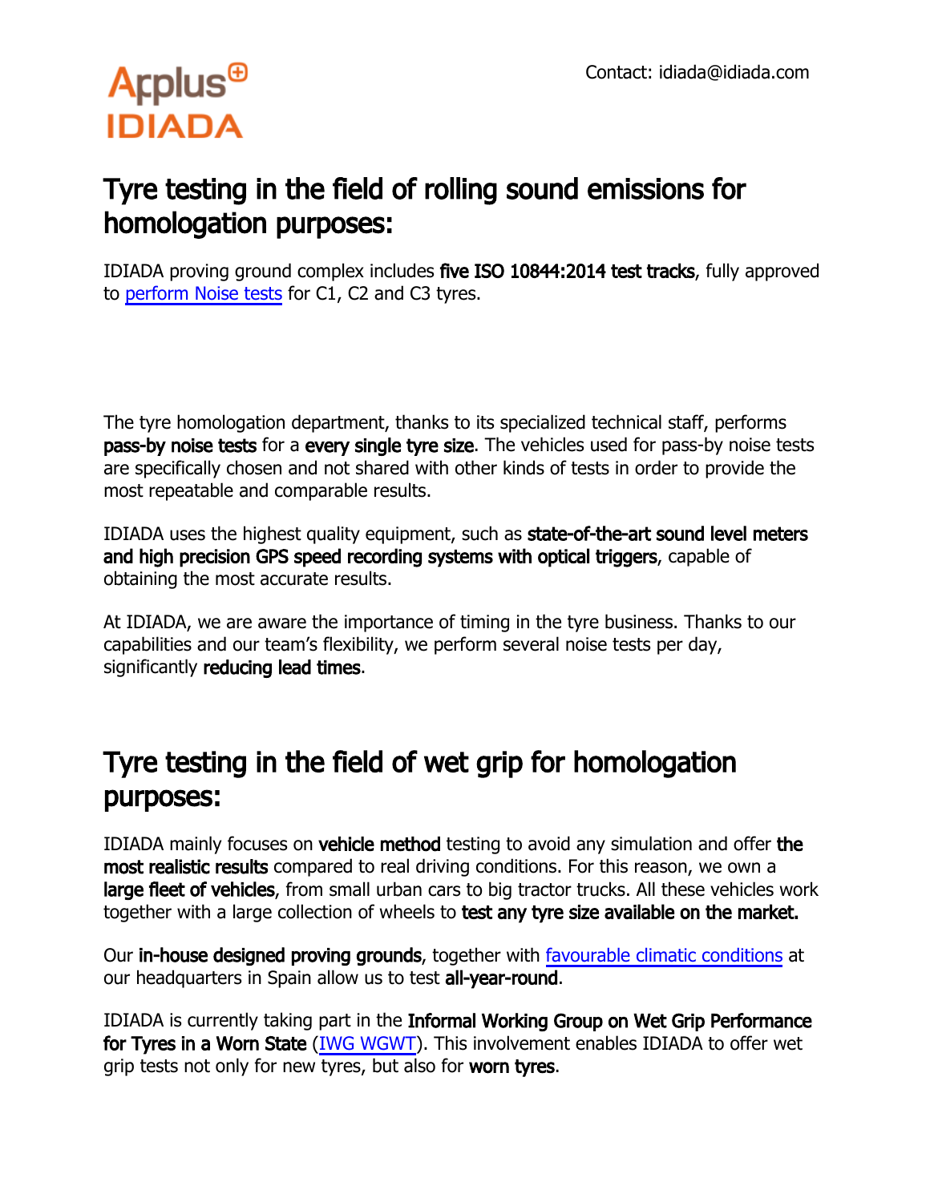Contact: idiada@idiada.com

# Tyre testing in the field of rolling sound emissions for homologation purposes:

IDIADA proving ground complex includes **five ISO 10844:2014 test tracks**, fully approved to [perform Noise tests]() for C1, C2 and C3 tyres.

The tyre homologation department, thanks to its specialized technical staff, performs **pass-by noise tests** for a **every single tyre size**. The vehicles used for pass-by noise tests are specifically chosen and not shared with other kinds of tests in order to provide the most repeatable and comparable results.

IDIADA uses the highest quality equipment, such as **state-of-the-art sound level meters and high precision GPS speed recording systems with optical triggers**, capable of obtaining the most accurate results.

At IDIADA, we are aware the importance of timing in the tyre business. Thanks to our capabilities and our team's flexibility, we perform several noise tests per day, significantly **reducing lead times**.

# Tyre testing in the field of wet grip for homologation purposes:

IDIADA mainly focuses on **vehicle method** testing to avoid any simulation and offer **the most realistic results** compared to real driving conditions. For this reason, we own a **large fleet of vehicles**, from small urban cars to big tractor trucks. All these vehicles work together with a large collection of wheels to **test any tyre size available on the market.**

Our **in-house designed proving grounds**, together with [favourable climatic conditions]() at our headquarters in Spain allow us to test **all-year-round**.

IDIADA is currently taking part in the **Informal Working Group on Wet Grip Performance for Tyres in a Worn State** ([IWG WGWT]()). This involvement enables IDIADA to offer wet grip tests not only for new tyres, but also for **worn tyres**.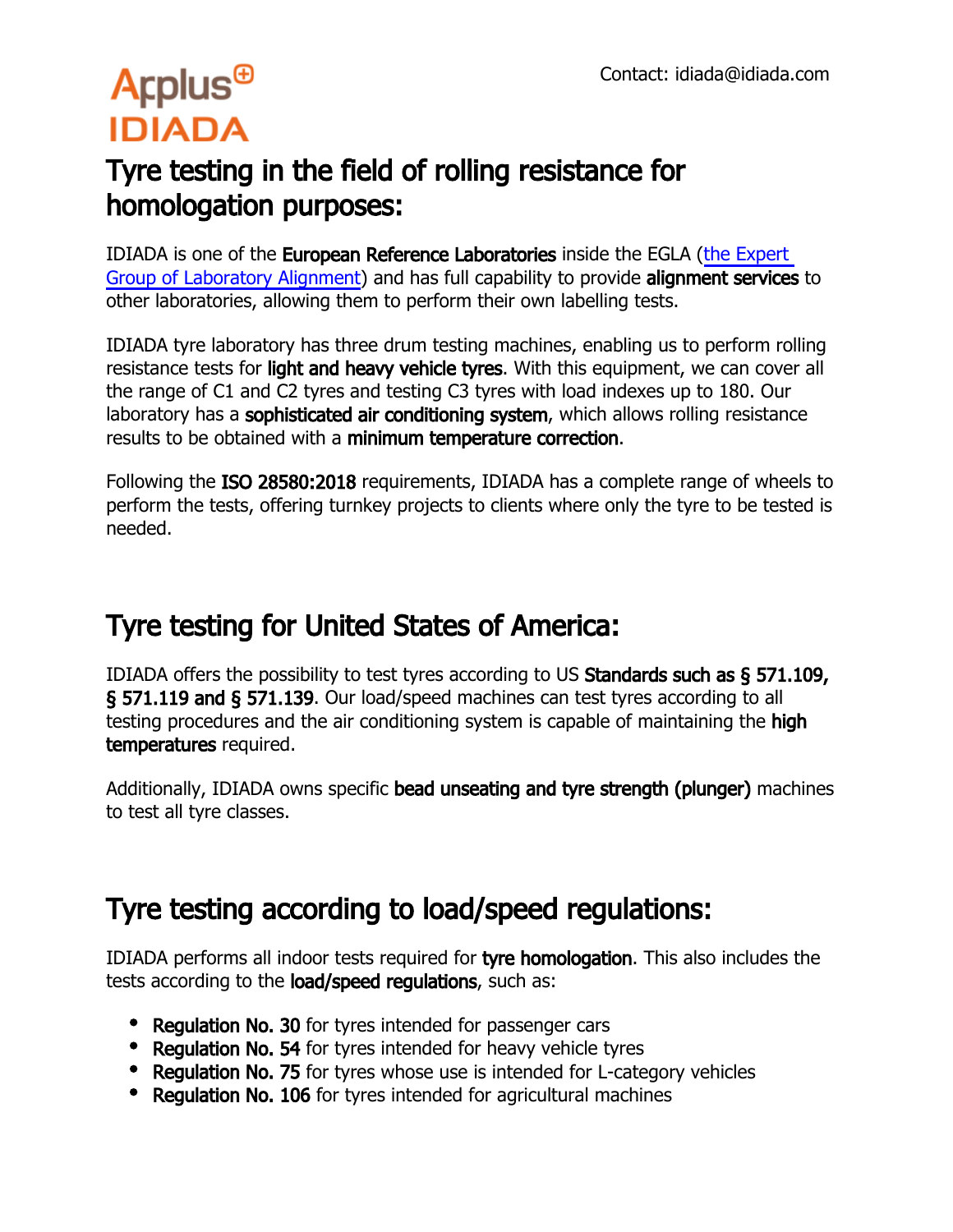Applus IDIADA

Contact: idiada@idiada.com

# Tyre testing in the field of rolling resistance for homologation purposes:

IDIADA is one of the **European Reference Laboratories** inside the EGLA (the Expert Group of Laboratory Alignment) and has full capability to provide **alignment services** to other laboratories, allowing them to perform their own labelling tests.

IDIADA tyre laboratory has three drum testing machines, enabling us to perform rolling resistance tests for **light and heavy vehicle tyres**. With this equipment, we can cover all the range of C1 and C2 tyres and testing C3 tyres with load indexes up to 180. Our laboratory has a **sophisticated air conditioning system**, which allows rolling resistance results to be obtained with a **minimum temperature correction**.

Following the **ISO 28580:2018** requirements, IDIADA has a complete range of wheels to perform the tests, offering turnkey projects to clients where only the tyre to be tested is needed.

# Tyre testing for United States of America:

IDIADA offers the possibility to test tyres according to US **Standards such as § 571.109, § 571.119 and § 571.139**. Our load/speed machines can test tyres according to all testing procedures and the air conditioning system is capable of maintaining the **high temperatures** required.

Additionally, IDIADA owns specific **bead unseating and tyre strength (plunger)** machines to test all tyre classes.

# Tyre testing according to load/speed regulations:

IDIADA performs all indoor tests required for **tyre homologation**. This also includes the tests according to the **load/speed regulations**, such as:

- **Regulation No. 30** for tyres intended for passenger cars
- **Regulation No. 54** for tyres intended for heavy vehicle tyres
- **Regulation No. 75** for tyres whose use is intended for L-category vehicles
- **Regulation No. 106** for tyres intended for agricultural machines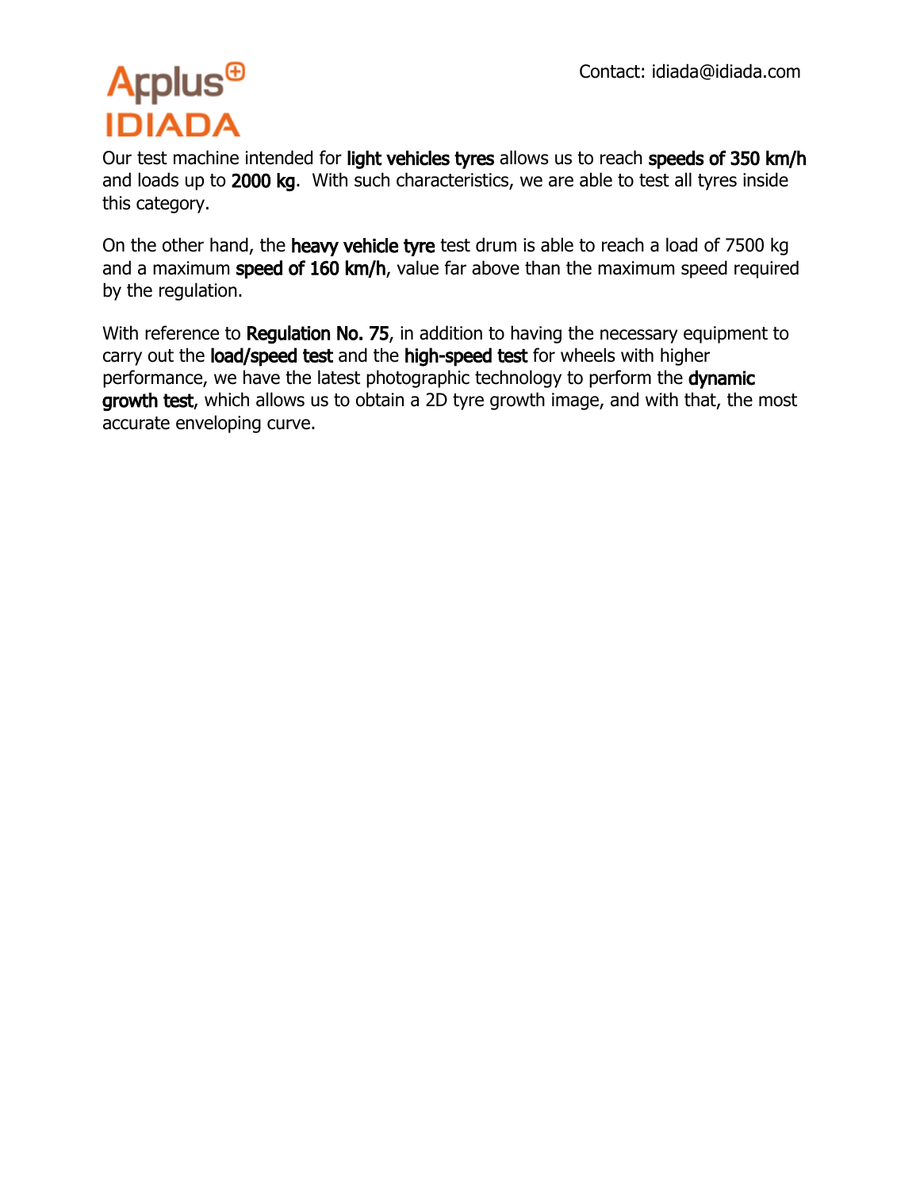Contact: idiada@idiada.com

Our test machine intended for **light vehicles tyres** allows us to reach **speeds of 350 km/h** and loads up to **2000 kg**. With such characteristics, we are able to test all tyres inside this category.

On the other hand, the **heavy vehicle tyre** test drum is able to reach a load of 7500 kg and a maximum **speed of 160 km/h**, value far above than the maximum speed required by the regulation.

With reference to **Regulation No. 75**, in addition to having the necessary equipment to carry out the **load/speed test** and the **high-speed test** for wheels with higher performance, we have the latest photographic technology to perform the **dynamic growth test**, which allows us to obtain a 2D tyre growth image, and with that, the most accurate enveloping curve.